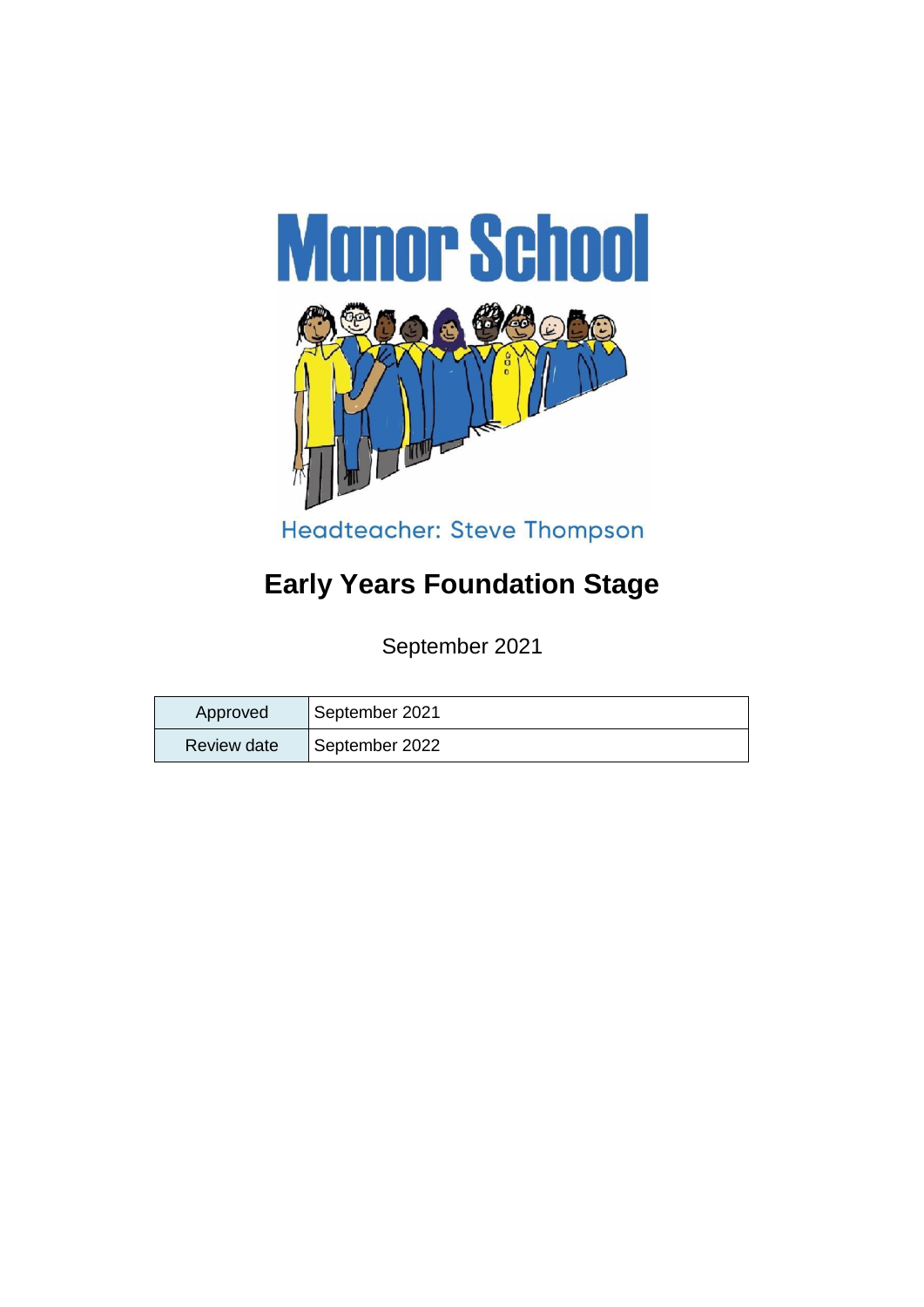# Manor School

Headteacher: Steve Thompson

## Early Years Foundation Stage

September 2021

| Approved | September 2021 |
|---|---|
| Review date | September 2022 |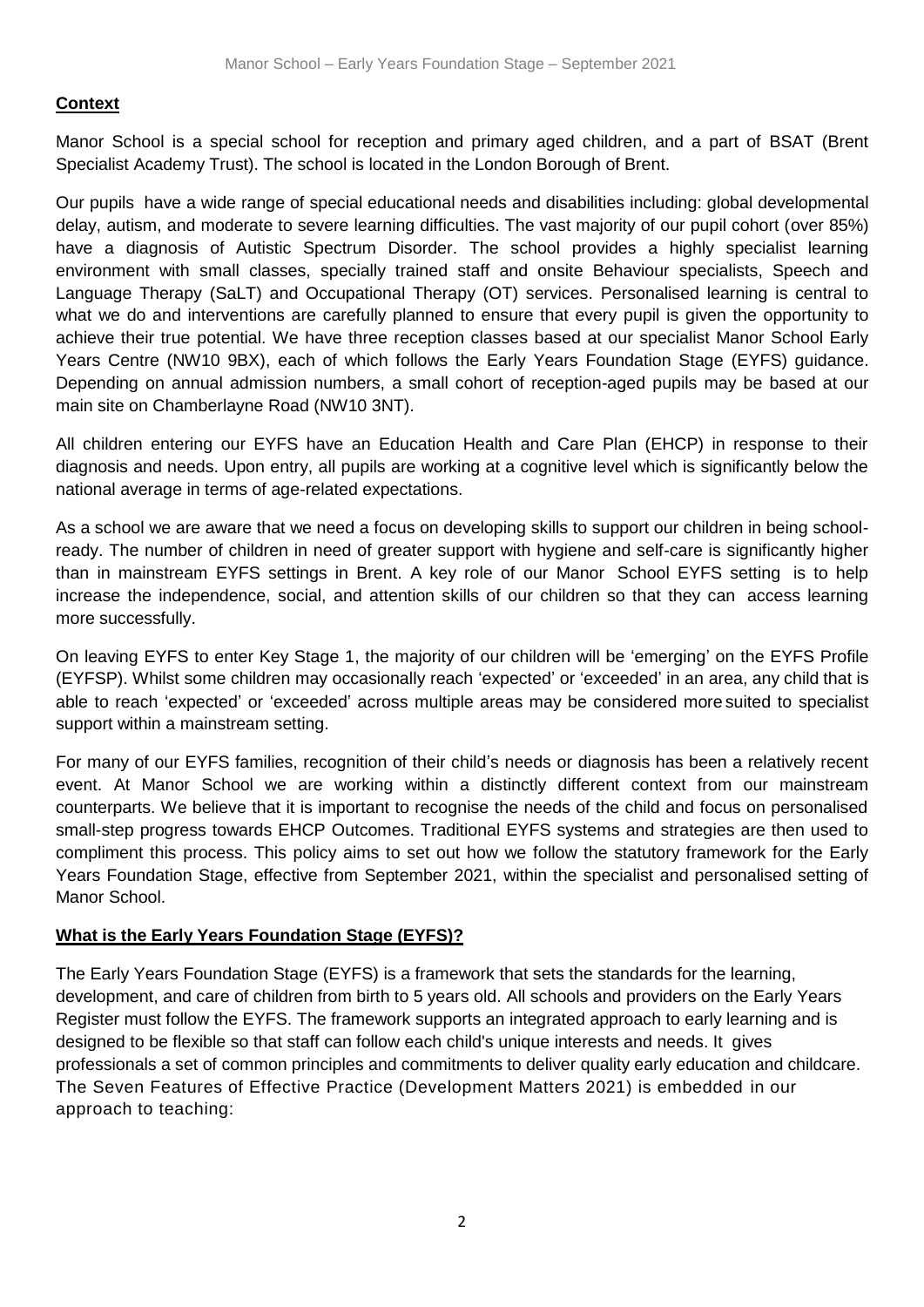## Context

Manor School is a special school for reception and primary aged children, and a part of BSAT (Brent Specialist Academy Trust). The school is located in the London Borough of Brent.

Our pupils have a wide range of special educational needs and disabilities including: global developmental delay, autism, and moderate to severe learning difficulties. The vast majority of our pupil cohort (over 85%) have a diagnosis of Autistic Spectrum Disorder. The school provides a highly specialist learning environment with small classes, specially trained staff and onsite Behaviour specialists, Speech and Language Therapy (SaLT) and Occupational Therapy (OT) services. Personalised learning is central to what we do and interventions are carefully planned to ensure that every pupil is given the opportunity to achieve their true potential. We have three reception classes based at our specialist Manor School Early Years Centre (NW10 9BX), each of which follows the Early Years Foundation Stage (EYFS) guidance. Depending on annual admission numbers, a small cohort of reception-aged pupils may be based at our main site on Chamberlayne Road (NW10 3NT).

All children entering our EYFS have an Education Health and Care Plan (EHCP) in response to their diagnosis and needs. Upon entry, all pupils are working at a cognitive level which is significantly below the national average in terms of age-related expectations.

As a school we are aware that we need a focus on developing skills to support our children in being school-ready. The number of children in need of greater support with hygiene and self-care is significantly higher than in mainstream EYFS settings in Brent. A key role of our Manor School EYFS setting is to help increase the independence, social, and attention skills of our children so that they can access learning more successfully.

On leaving EYFS to enter Key Stage 1, the majority of our children will be 'emerging' on the EYFS Profile (EYFSP). Whilst some children may occasionally reach 'expected' or 'exceeded' in an area, any child that is able to reach 'expected' or 'exceeded' across multiple areas may be considered more suited to specialist support within a mainstream setting.

For many of our EYFS families, recognition of their child's needs or diagnosis has been a relatively recent event. At Manor School we are working within a distinctly different context from our mainstream counterparts. We believe that it is important to recognise the needs of the child and focus on personalised small-step progress towards EHCP Outcomes. Traditional EYFS systems and strategies are then used to compliment this process. This policy aims to set out how we follow the statutory framework for the Early Years Foundation Stage, effective from September 2021, within the specialist and personalised setting of Manor School.

## What is the Early Years Foundation Stage (EYFS)?

The Early Years Foundation Stage (EYFS) is a framework that sets the standards for the learning, development, and care of children from birth to 5 years old. All schools and providers on the Early Years Register must follow the EYFS. The framework supports an integrated approach to early learning and is designed to be flexible so that staff can follow each child's unique interests and needs. It gives professionals a set of common principles and commitments to deliver quality early education and childcare. The Seven Features of Effective Practice (Development Matters 2021) is embedded in our approach to teaching: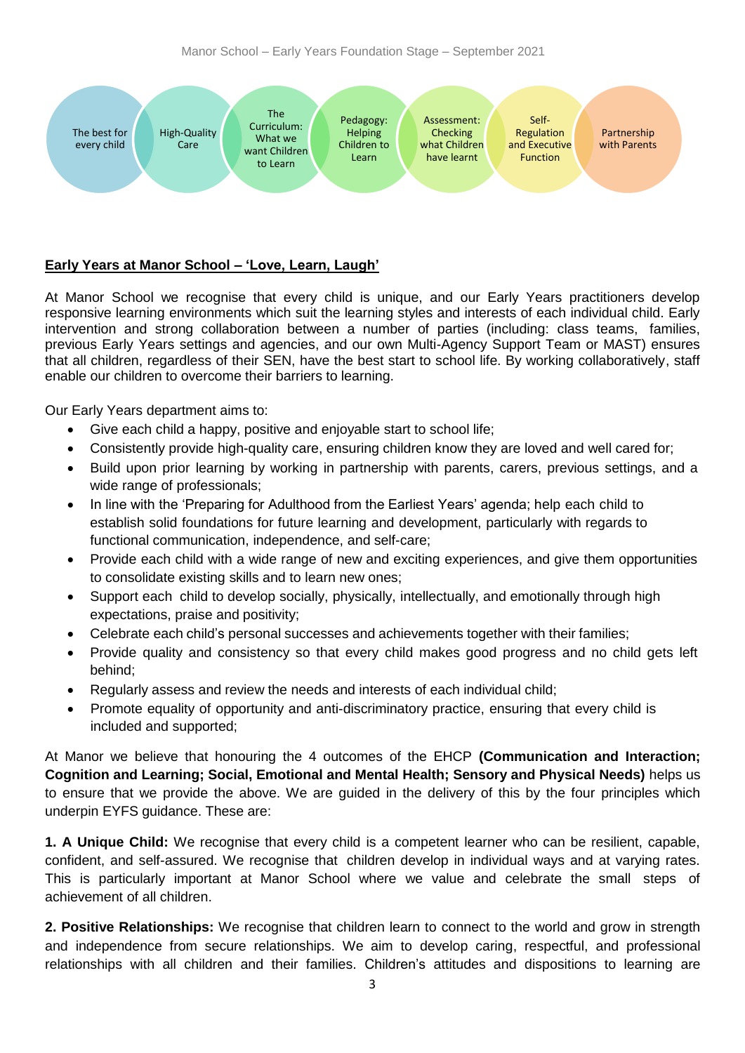The best for every child | High-Quality Care | The Curriculum: What we want Children to Learn | Pedagogy: Helping Children to Learn | Assessment: Checking what Children have learnt | Self-Regulation and Executive Function | Partnership with Parents

**Early Years at Manor School – 'Love, Learn, Laugh'**

At Manor School we recognise that every child is unique, and our Early Years practitioners develop responsive learning environments which suit the learning styles and interests of each individual child. Early intervention and strong collaboration between a number of parties (including: class teams, families, previous Early Years settings and agencies, and our own Multi-Agency Support Team or MAST) ensures that all children, regardless of their SEN, have the best start to school life. By working collaboratively, staff enable our children to overcome their barriers to learning.

Our Early Years department aims to:

- Give each child a happy, positive and enjoyable start to school life;
- Consistently provide high-quality care, ensuring children know they are loved and well cared for;
- Build upon prior learning by working in partnership with parents, carers, previous settings, and a wide range of professionals;
- In line with the 'Preparing for Adulthood from the Earliest Years' agenda; help each child to establish solid foundations for future learning and development, particularly with regards to functional communication, independence, and self-care;
- Provide each child with a wide range of new and exciting experiences, and give them opportunities to consolidate existing skills and to learn new ones;
- Support each child to develop socially, physically, intellectually, and emotionally through high expectations, praise and positivity;
- Celebrate each child's personal successes and achievements together with their families;
- Provide quality and consistency so that every child makes good progress and no child gets left behind;
- Regularly assess and review the needs and interests of each individual child;
- Promote equality of opportunity and anti-discriminatory practice, ensuring that every child is included and supported;

At Manor we believe that honouring the 4 outcomes of the EHCP **(Communication and Interaction; Cognition and Learning; Social, Emotional and Mental Health; Sensory and Physical Needs)** helps us to ensure that we provide the above. We are guided in the delivery of this by the four principles which underpin EYFS guidance. These are:

**1. A Unique Child:** We recognise that every child is a competent learner who can be resilient, capable, confident, and self-assured. We recognise that children develop in individual ways and at varying rates. This is particularly important at Manor School where we value and celebrate the small steps of achievement of all children.

**2. Positive Relationships:** We recognise that children learn to connect to the world and grow in strength and independence from secure relationships. We aim to develop caring, respectful, and professional relationships with all children and their families. Children's attitudes and dispositions to learning are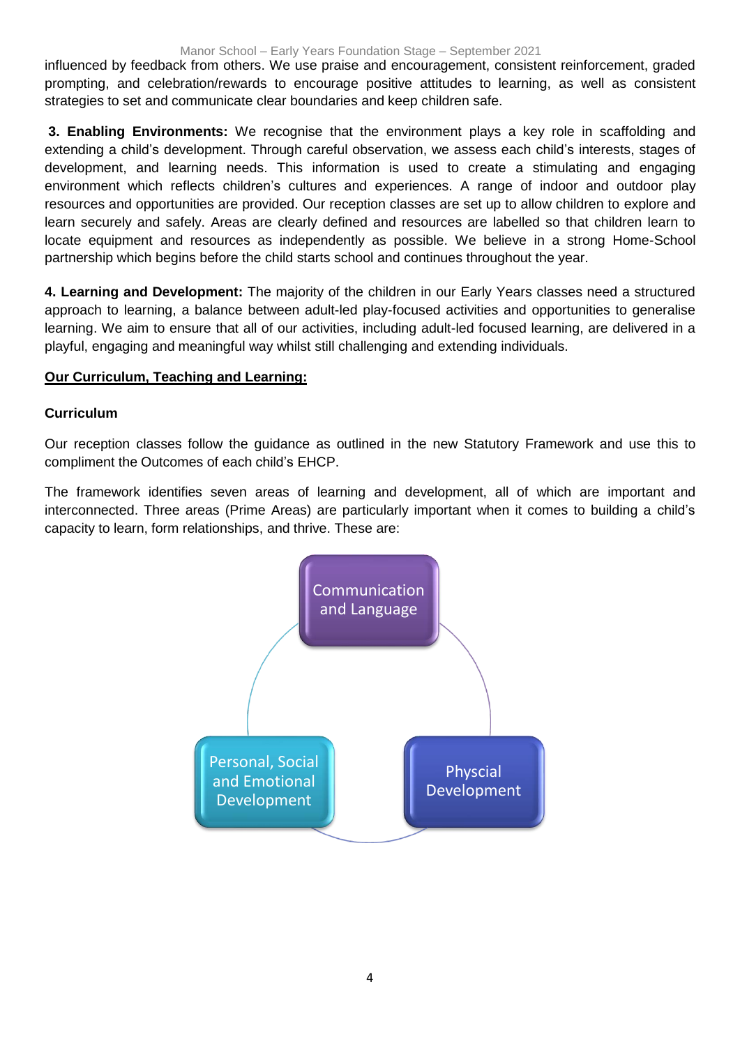influenced by feedback from others. We use praise and encouragement, consistent reinforcement, graded prompting, and celebration/rewards to encourage positive attitudes to learning, as well as consistent strategies to set and communicate clear boundaries and keep children safe.

**3. Enabling Environments:** We recognise that the environment plays a key role in scaffolding and extending a child's development. Through careful observation, we assess each child's interests, stages of development, and learning needs. This information is used to create a stimulating and engaging environment which reflects children's cultures and experiences. A range of indoor and outdoor play resources and opportunities are provided. Our reception classes are set up to allow children to explore and learn securely and safely. Areas are clearly defined and resources are labelled so that children learn to locate equipment and resources as independently as possible. We believe in a strong Home-School partnership which begins before the child starts school and continues throughout the year.

**4. Learning and Development:** The majority of the children in our Early Years classes need a structured approach to learning, a balance between adult-led play-focused activities and opportunities to generalise learning. We aim to ensure that all of our activities, including adult-led focused learning, are delivered in a playful, engaging and meaningful way whilst still challenging and extending individuals.

## Our Curriculum, Teaching and Learning:

### Curriculum

Our reception classes follow the guidance as outlined in the new Statutory Framework and use this to compliment the Outcomes of each child's EHCP.

The framework identifies seven areas of learning and development, all of which are important and interconnected. Three areas (Prime Areas) are particularly important when it comes to building a child's capacity to learn, form relationships, and thrive. These are:

- Communication and Language
- Physcial Development
- Personal, Social and Emotional Development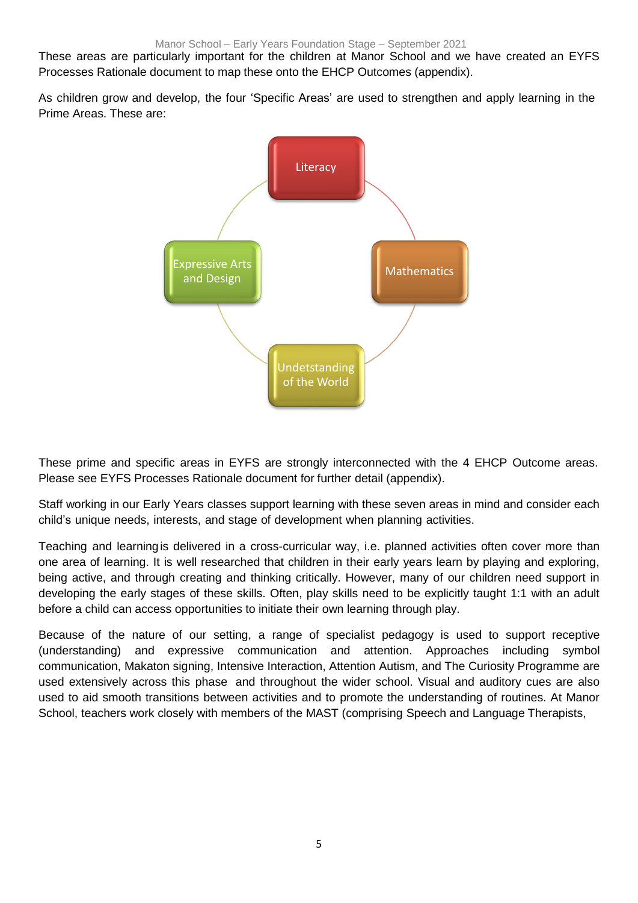These areas are particularly important for the children at Manor School and we have created an EYFS Processes Rationale document to map these onto the EHCP Outcomes (appendix).

As children grow and develop, the four 'Specific Areas' are used to strengthen and apply learning in the Prime Areas. These are:

- Literacy
- Mathematics
- Undetstanding of the World
- Expressive Arts and Design

These prime and specific areas in EYFS are strongly interconnected with the 4 EHCP Outcome areas. Please see EYFS Processes Rationale document for further detail (appendix).

Staff working in our Early Years classes support learning with these seven areas in mind and consider each child's unique needs, interests, and stage of development when planning activities.

Teaching and learning is delivered in a cross-curricular way, i.e. planned activities often cover more than one area of learning. It is well researched that children in their early years learn by playing and exploring, being active, and through creating and thinking critically. However, many of our children need support in developing the early stages of these skills. Often, play skills need to be explicitly taught 1:1 with an adult before a child can access opportunities to initiate their own learning through play.

Because of the nature of our setting, a range of specialist pedagogy is used to support receptive (understanding) and expressive communication and attention. Approaches including symbol communication, Makaton signing, Intensive Interaction, Attention Autism, and The Curiosity Programme are used extensively across this phase and throughout the wider school. Visual and auditory cues are also used to aid smooth transitions between activities and to promote the understanding of routines. At Manor School, teachers work closely with members of the MAST (comprising Speech and Language Therapists,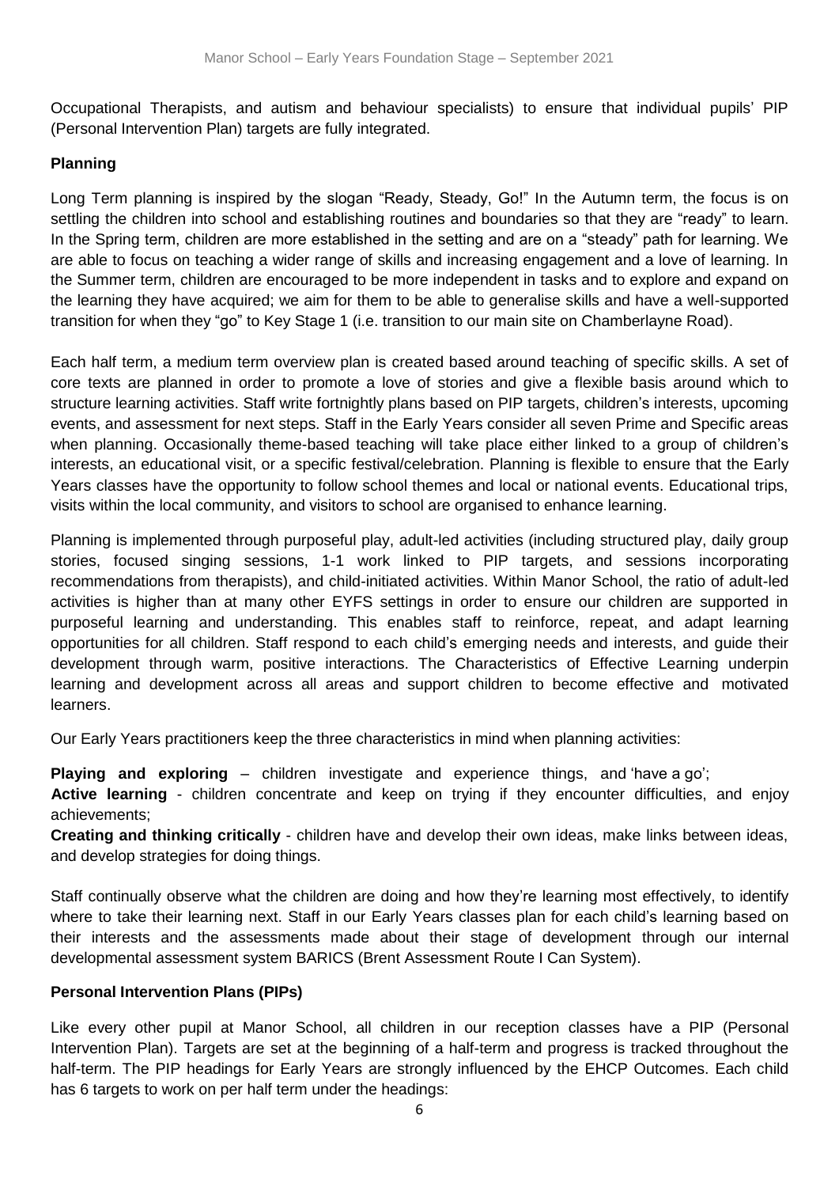Occupational Therapists, and autism and behaviour specialists) to ensure that individual pupils' PIP (Personal Intervention Plan) targets are fully integrated.

**Planning**

Long Term planning is inspired by the slogan "Ready, Steady, Go!" In the Autumn term, the focus is on settling the children into school and establishing routines and boundaries so that they are "ready" to learn. In the Spring term, children are more established in the setting and are on a "steady" path for learning. We are able to focus on teaching a wider range of skills and increasing engagement and a love of learning. In the Summer term, children are encouraged to be more independent in tasks and to explore and expand on the learning they have acquired; we aim for them to be able to generalise skills and have a well-supported transition for when they "go" to Key Stage 1 (i.e. transition to our main site on Chamberlayne Road).

Each half term, a medium term overview plan is created based around teaching of specific skills. A set of core texts are planned in order to promote a love of stories and give a flexible basis around which to structure learning activities. Staff write fortnightly plans based on PIP targets, children's interests, upcoming events, and assessment for next steps. Staff in the Early Years consider all seven Prime and Specific areas when planning. Occasionally theme-based teaching will take place either linked to a group of children's interests, an educational visit, or a specific festival/celebration. Planning is flexible to ensure that the Early Years classes have the opportunity to follow school themes and local or national events. Educational trips, visits within the local community, and visitors to school are organised to enhance learning.

Planning is implemented through purposeful play, adult-led activities (including structured play, daily group stories, focused singing sessions, 1-1 work linked to PIP targets, and sessions incorporating recommendations from therapists), and child-initiated activities. Within Manor School, the ratio of adult-led activities is higher than at many other EYFS settings in order to ensure our children are supported in purposeful learning and understanding. This enables staff to reinforce, repeat, and adapt learning opportunities for all children. Staff respond to each child's emerging needs and interests, and guide their development through warm, positive interactions. The Characteristics of Effective Learning underpin learning and development across all areas and support children to become effective and motivated learners.

Our Early Years practitioners keep the three characteristics in mind when planning activities:

**Playing and exploring** – children investigate and experience things, and 'have a go';
**Active learning** - children concentrate and keep on trying if they encounter difficulties, and enjoy achievements;
**Creating and thinking critically** - children have and develop their own ideas, make links between ideas, and develop strategies for doing things.

Staff continually observe what the children are doing and how they're learning most effectively, to identify where to take their learning next. Staff in our Early Years classes plan for each child's learning based on their interests and the assessments made about their stage of development through our internal developmental assessment system BARICS (Brent Assessment Route I Can System).

**Personal Intervention Plans (PIPs)**

Like every other pupil at Manor School, all children in our reception classes have a PIP (Personal Intervention Plan). Targets are set at the beginning of a half-term and progress is tracked throughout the half-term. The PIP headings for Early Years are strongly influenced by the EHCP Outcomes. Each child has 6 targets to work on per half term under the headings: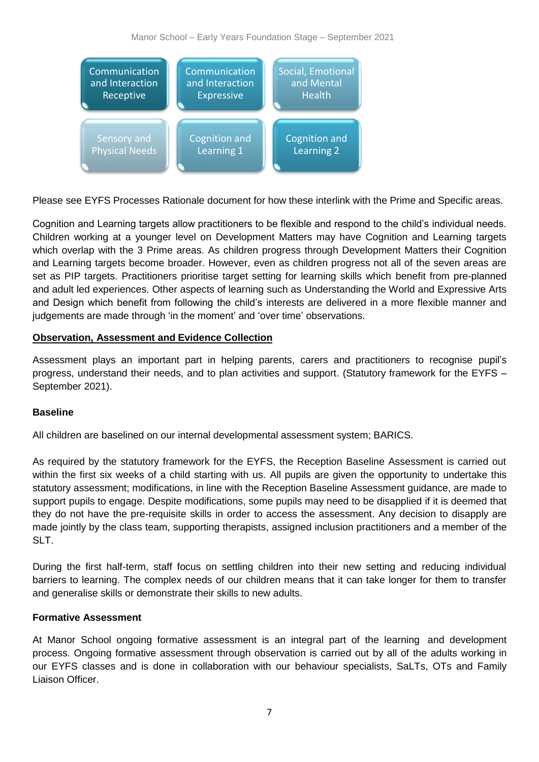| Communication and Interaction Receptive | Communication and Interaction Expressive | Social, Emotional and Mental Health |
|---|---|---|
| Sensory and Physical Needs | Cognition and Learning 1 | Cognition and Learning 2 |

Please see EYFS Processes Rationale document for how these interlink with the Prime and Specific areas.

Cognition and Learning targets allow practitioners to be flexible and respond to the child's individual needs. Children working at a younger level on Development Matters may have Cognition and Learning targets which overlap with the 3 Prime areas. As children progress through Development Matters their Cognition and Learning targets become broader. However, even as children progress not all of the seven areas are set as PIP targets. Practitioners prioritise target setting for learning skills which benefit from pre-planned and adult led experiences. Other aspects of learning such as Understanding the World and Expressive Arts and Design which benefit from following the child's interests are delivered in a more flexible manner and judgements are made through 'in the moment' and 'over time' observations.

## Observation, Assessment and Evidence Collection

Assessment plays an important part in helping parents, carers and practitioners to recognise pupil's progress, understand their needs, and to plan activities and support. (Statutory framework for the EYFS – September 2021).

### Baseline

All children are baselined on our internal developmental assessment system; BARICS.

As required by the statutory framework for the EYFS, the Reception Baseline Assessment is carried out within the first six weeks of a child starting with us. All pupils are given the opportunity to undertake this statutory assessment; modifications, in line with the Reception Baseline Assessment guidance, are made to support pupils to engage. Despite modifications, some pupils may need to be disapplied if it is deemed that they do not have the pre-requisite skills in order to access the assessment. Any decision to disapply are made jointly by the class team, supporting therapists, assigned inclusion practitioners and a member of the SLT.

During the first half-term, staff focus on settling children into their new setting and reducing individual barriers to learning. The complex needs of our children means that it can take longer for them to transfer and generalise skills or demonstrate their skills to new adults.

### Formative Assessment

At Manor School ongoing formative assessment is an integral part of the learning and development process. Ongoing formative assessment through observation is carried out by all of the adults working in our EYFS classes and is done in collaboration with our behaviour specialists, SaLTs, OTs and Family Liaison Officer.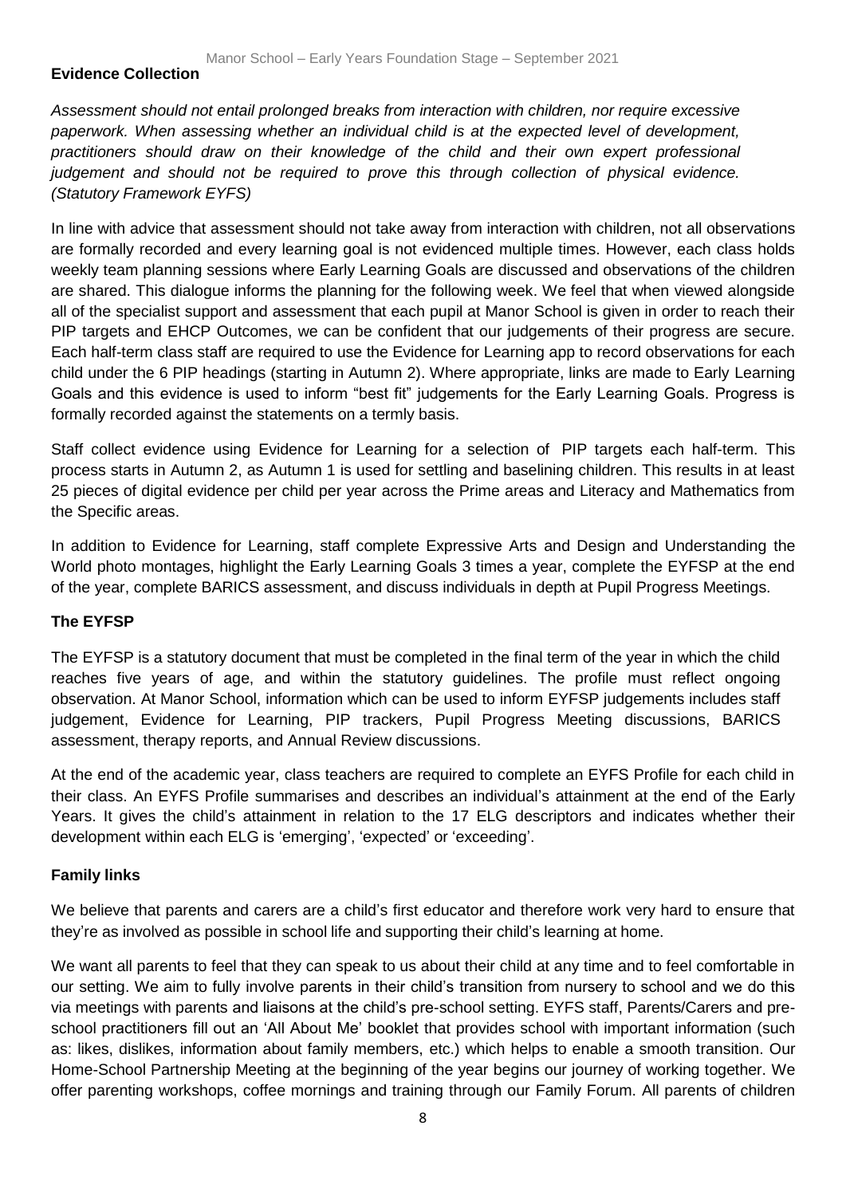**Evidence Collection**

*Assessment should not entail prolonged breaks from interaction with children, nor require excessive paperwork. When assessing whether an individual child is at the expected level of development, practitioners should draw on their knowledge of the child and their own expert professional judgement and should not be required to prove this through collection of physical evidence. (Statutory Framework EYFS)*

In line with advice that assessment should not take away from interaction with children, not all observations are formally recorded and every learning goal is not evidenced multiple times. However, each class holds weekly team planning sessions where Early Learning Goals are discussed and observations of the children are shared. This dialogue informs the planning for the following week. We feel that when viewed alongside all of the specialist support and assessment that each pupil at Manor School is given in order to reach their PIP targets and EHCP Outcomes, we can be confident that our judgements of their progress are secure. Each half-term class staff are required to use the Evidence for Learning app to record observations for each child under the 6 PIP headings (starting in Autumn 2). Where appropriate, links are made to Early Learning Goals and this evidence is used to inform "best fit" judgements for the Early Learning Goals. Progress is formally recorded against the statements on a termly basis.

Staff collect evidence using Evidence for Learning for a selection of PIP targets each half-term. This process starts in Autumn 2, as Autumn 1 is used for settling and baselining children. This results in at least 25 pieces of digital evidence per child per year across the Prime areas and Literacy and Mathematics from the Specific areas.

In addition to Evidence for Learning, staff complete Expressive Arts and Design and Understanding the World photo montages, highlight the Early Learning Goals 3 times a year, complete the EYFSP at the end of the year, complete BARICS assessment, and discuss individuals in depth at Pupil Progress Meetings.

**The EYFSP**

The EYFSP is a statutory document that must be completed in the final term of the year in which the child reaches five years of age, and within the statutory guidelines. The profile must reflect ongoing observation. At Manor School, information which can be used to inform EYFSP judgements includes staff judgement, Evidence for Learning, PIP trackers, Pupil Progress Meeting discussions, BARICS assessment, therapy reports, and Annual Review discussions.

At the end of the academic year, class teachers are required to complete an EYFS Profile for each child in their class. An EYFS Profile summarises and describes an individual's attainment at the end of the Early Years. It gives the child's attainment in relation to the 17 ELG descriptors and indicates whether their development within each ELG is 'emerging', 'expected' or 'exceeding'.

**Family links**

We believe that parents and carers are a child's first educator and therefore work very hard to ensure that they're as involved as possible in school life and supporting their child's learning at home.

We want all parents to feel that they can speak to us about their child at any time and to feel comfortable in our setting. We aim to fully involve parents in their child's transition from nursery to school and we do this via meetings with parents and liaisons at the child's pre-school setting. EYFS staff, Parents/Carers and pre-school practitioners fill out an 'All About Me' booklet that provides school with important information (such as: likes, dislikes, information about family members, etc.) which helps to enable a smooth transition. Our Home-School Partnership Meeting at the beginning of the year begins our journey of working together. We offer parenting workshops, coffee mornings and training through our Family Forum. All parents of children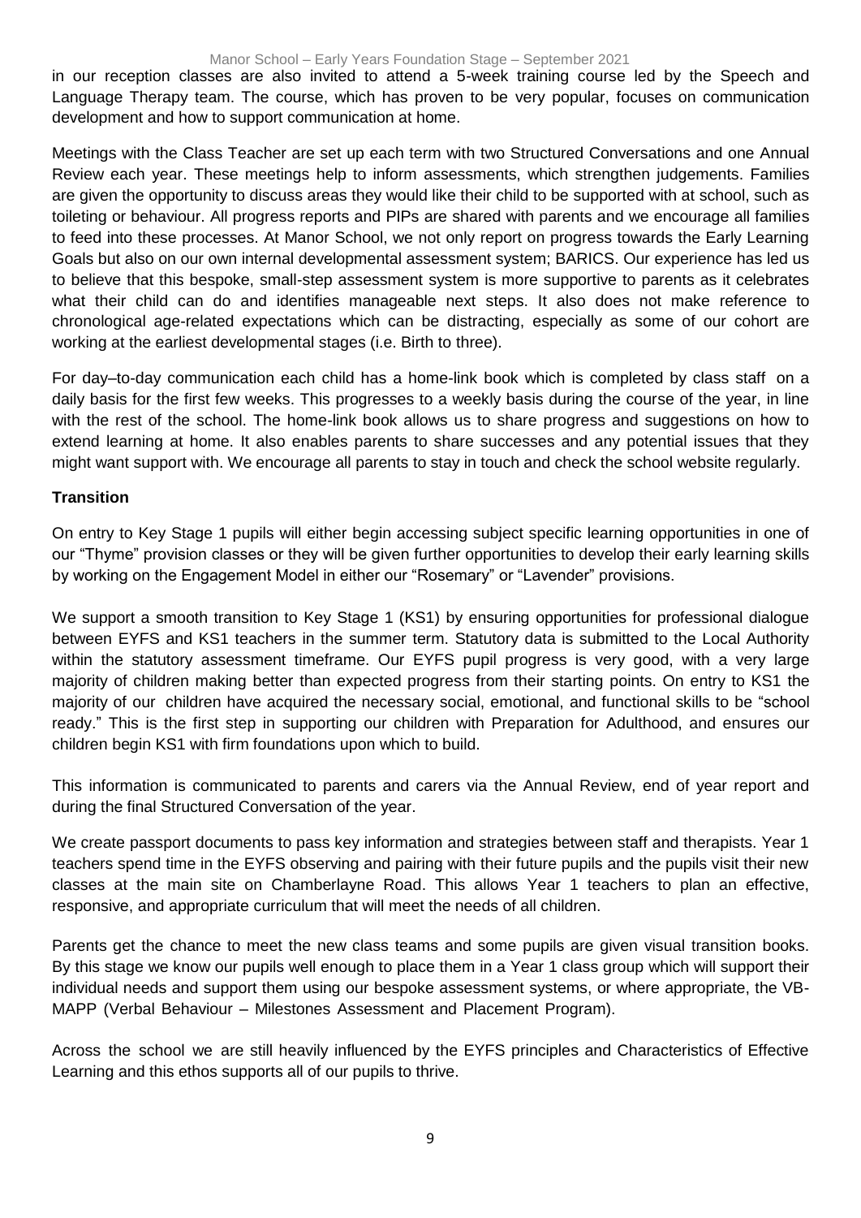in our reception classes are also invited to attend a 5-week training course led by the Speech and Language Therapy team. The course, which has proven to be very popular, focuses on communication development and how to support communication at home.

Meetings with the Class Teacher are set up each term with two Structured Conversations and one Annual Review each year. These meetings help to inform assessments, which strengthen judgements. Families are given the opportunity to discuss areas they would like their child to be supported with at school, such as toileting or behaviour. All progress reports and PIPs are shared with parents and we encourage all families to feed into these processes. At Manor School, we not only report on progress towards the Early Learning Goals but also on our own internal developmental assessment system; BARICS. Our experience has led us to believe that this bespoke, small-step assessment system is more supportive to parents as it celebrates what their child can do and identifies manageable next steps. It also does not make reference to chronological age-related expectations which can be distracting, especially as some of our cohort are working at the earliest developmental stages (i.e. Birth to three).

For day–to-day communication each child has a home-link book which is completed by class staff on a daily basis for the first few weeks. This progresses to a weekly basis during the course of the year, in line with the rest of the school. The home-link book allows us to share progress and suggestions on how to extend learning at home. It also enables parents to share successes and any potential issues that they might want support with. We encourage all parents to stay in touch and check the school website regularly.

**Transition**

On entry to Key Stage 1 pupils will either begin accessing subject specific learning opportunities in one of our "Thyme" provision classes or they will be given further opportunities to develop their early learning skills by working on the Engagement Model in either our "Rosemary" or "Lavender" provisions.

We support a smooth transition to Key Stage 1 (KS1) by ensuring opportunities for professional dialogue between EYFS and KS1 teachers in the summer term. Statutory data is submitted to the Local Authority within the statutory assessment timeframe. Our EYFS pupil progress is very good, with a very large majority of children making better than expected progress from their starting points. On entry to KS1 the majority of our children have acquired the necessary social, emotional, and functional skills to be "school ready." This is the first step in supporting our children with Preparation for Adulthood, and ensures our children begin KS1 with firm foundations upon which to build.

This information is communicated to parents and carers via the Annual Review, end of year report and during the final Structured Conversation of the year.

We create passport documents to pass key information and strategies between staff and therapists. Year 1 teachers spend time in the EYFS observing and pairing with their future pupils and the pupils visit their new classes at the main site on Chamberlayne Road. This allows Year 1 teachers to plan an effective, responsive, and appropriate curriculum that will meet the needs of all children.

Parents get the chance to meet the new class teams and some pupils are given visual transition books. By this stage we know our pupils well enough to place them in a Year 1 class group which will support their individual needs and support them using our bespoke assessment systems, or where appropriate, the VB-MAPP (Verbal Behaviour – Milestones Assessment and Placement Program).

Across the school we are still heavily influenced by the EYFS principles and Characteristics of Effective Learning and this ethos supports all of our pupils to thrive.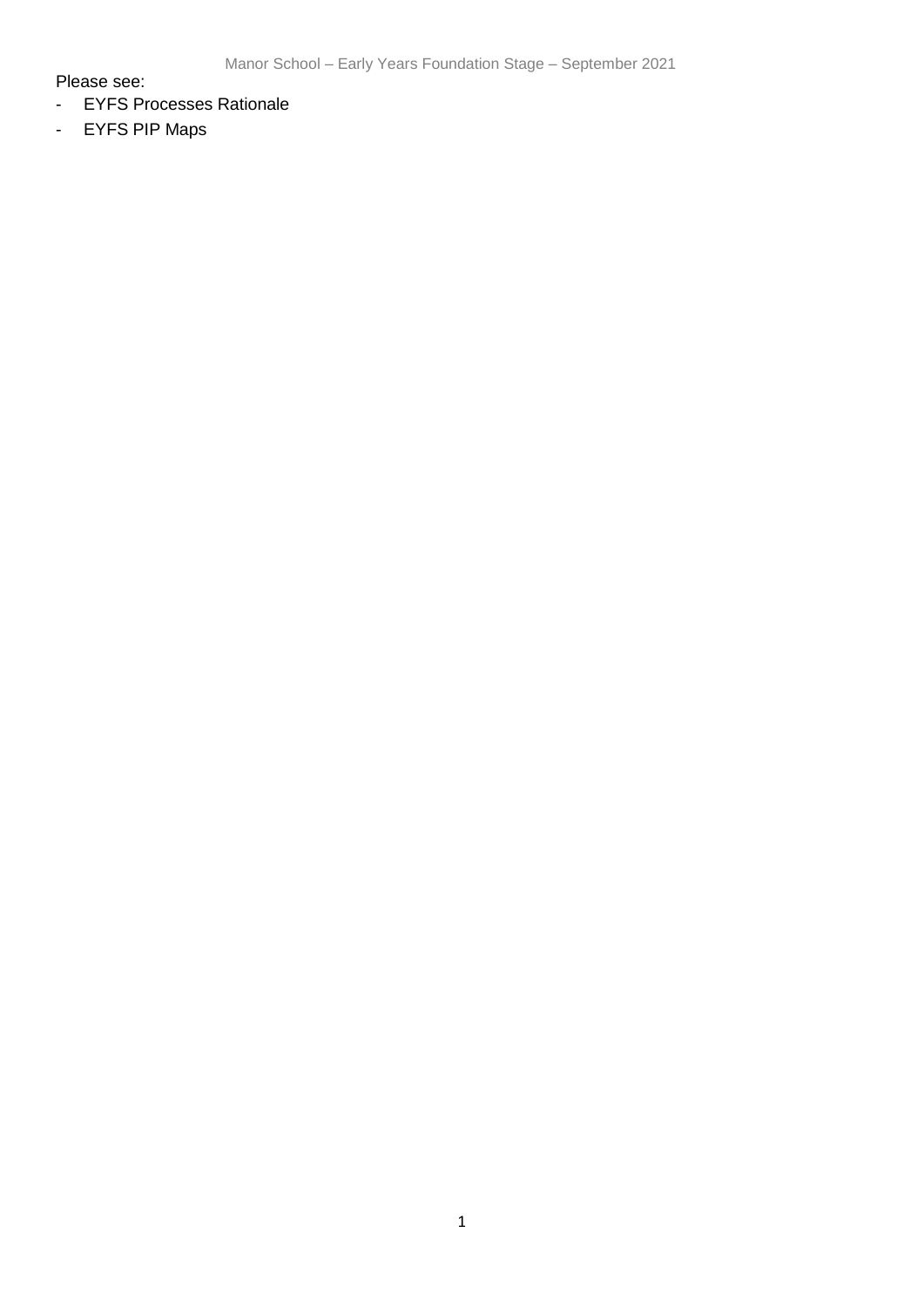Please see:

- EYFS Processes Rationale
- EYFS PIP Maps